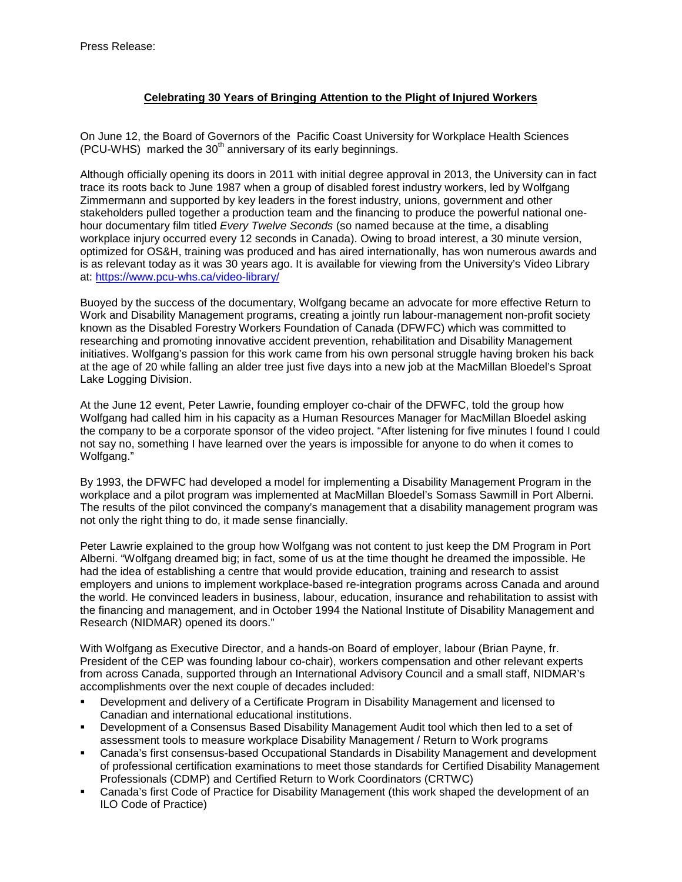Press Release:

**Celebrating 30 Years of Bringing Attention to the Plight of Injured Workers**

On June 12, the Board of Governors of the Pacific Coast University for Workplace Health Sciences (PCU-WHS) marked the 30th anniversary of its early beginnings.

Although officially opening its doors in 2011 with initial degree approval in 2013, the University can in fact trace its roots back to June 1987 when a group of disabled forest industry workers, led by Wolfgang Zimmermann and supported by key leaders in the forest industry, unions, government and other stakeholders pulled together a production team and the financing to produce the powerful national one-hour documentary film titled *Every Twelve Seconds* (so named because at the time, a disabling workplace injury occurred every 12 seconds in Canada). Owing to broad interest, a 30 minute version, optimized for OS&H, training was produced and has aired internationally, has won numerous awards and is as relevant today as it was 30 years ago. It is available for viewing from the University's Video Library at: https://www.pcu-whs.ca/video-library/

Buoyed by the success of the documentary, Wolfgang became an advocate for more effective Return to Work and Disability Management programs, creating a jointly run labour-management non-profit society known as the Disabled Forestry Workers Foundation of Canada (DFWFC) which was committed to researching and promoting innovative accident prevention, rehabilitation and Disability Management initiatives. Wolfgang's passion for this work came from his own personal struggle having broken his back at the age of 20 while falling an alder tree just five days into a new job at the MacMillan Bloedel's Sproat Lake Logging Division.

At the June 12 event, Peter Lawrie, founding employer co-chair of the DFWFC, told the group how Wolfgang had called him in his capacity as a Human Resources Manager for MacMillan Bloedel asking the company to be a corporate sponsor of the video project. "After listening for five minutes I found I could not say no, something I have learned over the years is impossible for anyone to do when it comes to Wolfgang."

By 1993, the DFWFC had developed a model for implementing a Disability Management Program in the workplace and a pilot program was implemented at MacMillan Bloedel's Somass Sawmill in Port Alberni. The results of the pilot convinced the company's management that a disability management program was not only the right thing to do, it made sense financially.

Peter Lawrie explained to the group how Wolfgang was not content to just keep the DM Program in Port Alberni. "Wolfgang dreamed big; in fact, some of us at the time thought he dreamed the impossible. He had the idea of establishing a centre that would provide education, training and research to assist employers and unions to implement workplace-based re-integration programs across Canada and around the world. He convinced leaders in business, labour, education, insurance and rehabilitation to assist with the financing and management, and in October 1994 the National Institute of Disability Management and Research (NIDMAR) opened its doors."

With Wolfgang as Executive Director, and a hands-on Board of employer, labour (Brian Payne, fr. President of the CEP was founding labour co-chair), workers compensation and other relevant experts from across Canada, supported through an International Advisory Council and a small staff, NIDMAR's accomplishments over the next couple of decades included:

- Development and delivery of a Certificate Program in Disability Management and licensed to Canadian and international educational institutions.
- Development of a Consensus Based Disability Management Audit tool which then led to a set of assessment tools to measure workplace Disability Management / Return to Work programs
- Canada's first consensus-based Occupational Standards in Disability Management and development of professional certification examinations to meet those standards for Certified Disability Management Professionals (CDMP) and Certified Return to Work Coordinators (CRTWC)
- Canada's first Code of Practice for Disability Management (this work shaped the development of an ILO Code of Practice)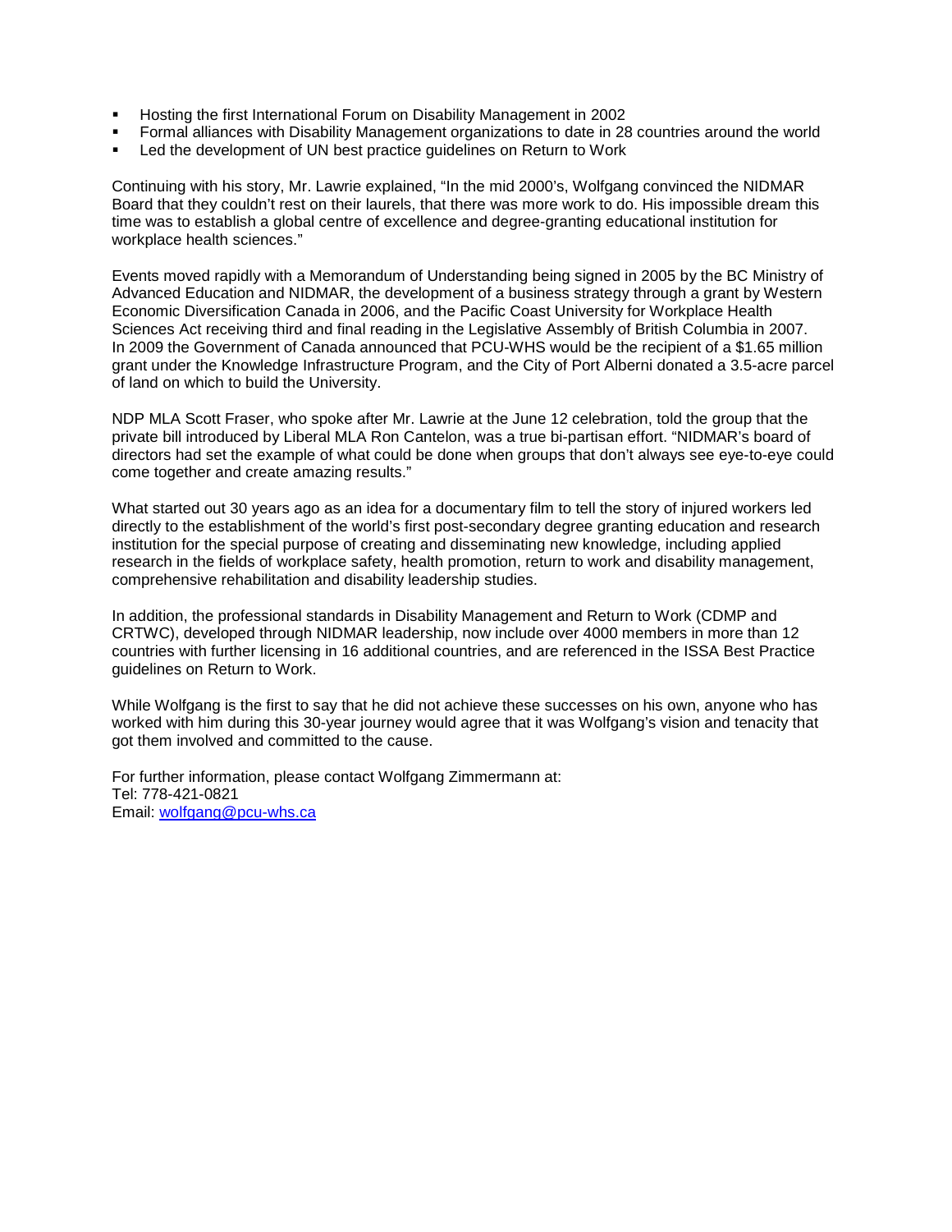- Hosting the first International Forum on Disability Management in 2002
- Formal alliances with Disability Management organizations to date in 28 countries around the world
- Led the development of UN best practice guidelines on Return to Work

Continuing with his story, Mr. Lawrie explained, "In the mid 2000's, Wolfgang convinced the NIDMAR Board that they couldn't rest on their laurels, that there was more work to do. His impossible dream this time was to establish a global centre of excellence and degree-granting educational institution for workplace health sciences."

Events moved rapidly with a Memorandum of Understanding being signed in 2005 by the BC Ministry of Advanced Education and NIDMAR, the development of a business strategy through a grant by Western Economic Diversification Canada in 2006, and the Pacific Coast University for Workplace Health Sciences Act receiving third and final reading in the Legislative Assembly of British Columbia in 2007. In 2009 the Government of Canada announced that PCU-WHS would be the recipient of a $1.65 million grant under the Knowledge Infrastructure Program, and the City of Port Alberni donated a 3.5-acre parcel of land on which to build the University.

NDP MLA Scott Fraser, who spoke after Mr. Lawrie at the June 12 celebration, told the group that the private bill introduced by Liberal MLA Ron Cantelon, was a true bi-partisan effort. "NIDMAR's board of directors had set the example of what could be done when groups that don't always see eye-to-eye could come together and create amazing results."

What started out 30 years ago as an idea for a documentary film to tell the story of injured workers led directly to the establishment of the world's first post-secondary degree granting education and research institution for the special purpose of creating and disseminating new knowledge, including applied research in the fields of workplace safety, health promotion, return to work and disability management, comprehensive rehabilitation and disability leadership studies.

In addition, the professional standards in Disability Management and Return to Work (CDMP and CRTWC), developed through NIDMAR leadership, now include over 4000 members in more than 12 countries with further licensing in 16 additional countries, and are referenced in the ISSA Best Practice guidelines on Return to Work.

While Wolfgang is the first to say that he did not achieve these successes on his own, anyone who has worked with him during this 30-year journey would agree that it was Wolfgang's vision and tenacity that got them involved and committed to the cause.

For further information, please contact Wolfgang Zimmermann at:
Tel: 778-421-0821
Email: [wolfgang@pcu-whs.ca](mailto:wolfgang@pcu-whs.ca)